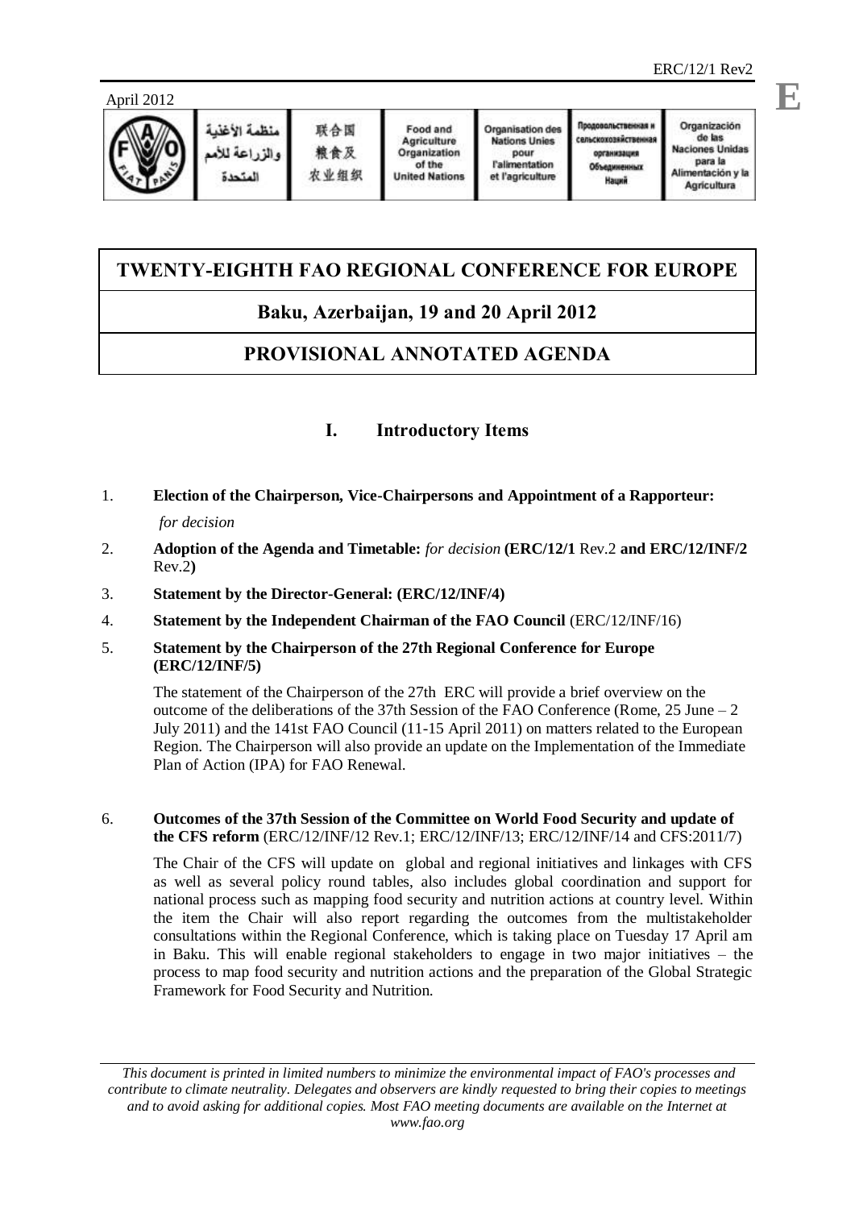ERC/12/1 Rev2

April 2012

**E**

| منظمة الأغذية والزراعة للأمم المتحدة | 联合国粮食及农业组织 | Food and Agriculture Organization of the United Nations | Organisation des Nations Unies pour l'alimentation et l'agriculture | Продовольственная и сельскохозяйственная организация Объединенных Наций | Organización de las Naciones Unidas para la Alimentación y la Agricultura |
|---|---|---|---|---|---|

# TWENTY-EIGHTH FAO REGIONAL CONFERENCE FOR EUROPE

## Baku, Azerbaijan, 19 and 20 April 2012

## PROVISIONAL ANNOTATED AGENDA

### I. Introductory Items

1. **Election of the Chairperson, Vice-Chairpersons and Appointment of a Rapporteur:** *for decision*

2. **Adoption of the Agenda and Timetable:** *for decision* **(ERC/12/1** Rev.2 **and ERC/12/INF/2** Rev.2**)**

3. **Statement by the Director-General: (ERC/12/INF/4)**

4. **Statement by the Independent Chairman of the FAO Council** (ERC/12/INF/16)

5. **Statement by the Chairperson of the 27th Regional Conference for Europe (ERC/12/INF/5)**

   The statement of the Chairperson of the 27th ERC will provide a brief overview on the outcome of the deliberations of the 37th Session of the FAO Conference (Rome, 25 June – 2 July 2011) and the 141st FAO Council (11-15 April 2011) on matters related to the European Region. The Chairperson will also provide an update on the Implementation of the Immediate Plan of Action (IPA) for FAO Renewal.

6. **Outcomes of the 37th Session of the Committee on World Food Security and update of the CFS reform** (ERC/12/INF/12 Rev.1; ERC/12/INF/13; ERC/12/INF/14 and CFS:2011/7)

   The Chair of the CFS will update on global and regional initiatives and linkages with CFS as well as several policy round tables, also includes global coordination and support for national process such as mapping food security and nutrition actions at country level. Within the item the Chair will also report regarding the outcomes from the multistakeholder consultations within the Regional Conference, which is taking place on Tuesday 17 April am in Baku. This will enable regional stakeholders to engage in two major initiatives – the process to map food security and nutrition actions and the preparation of the Global Strategic Framework for Food Security and Nutrition.

*This document is printed in limited numbers to minimize the environmental impact of FAO's processes and contribute to climate neutrality. Delegates and observers are kindly requested to bring their copies to meetings and to avoid asking for additional copies. Most FAO meeting documents are available on the Internet at www.fao.org*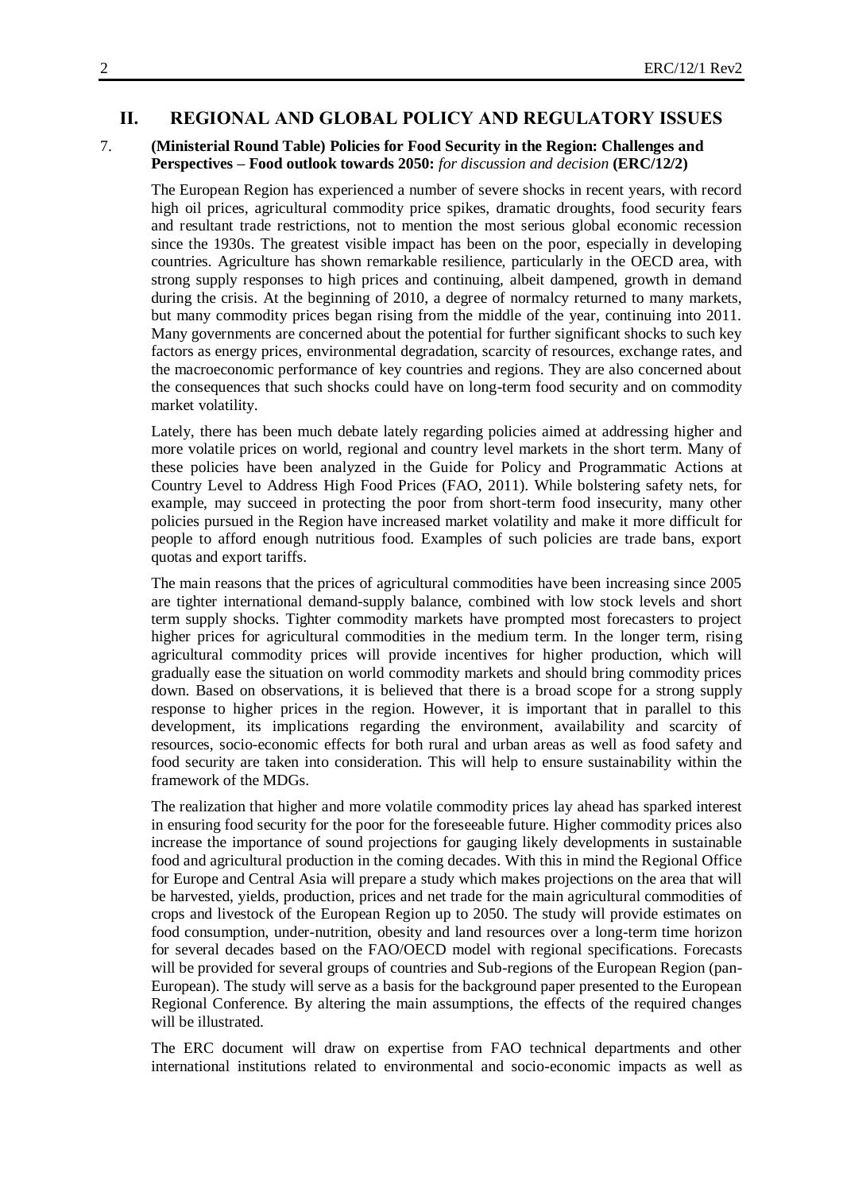## II. REGIONAL AND GLOBAL POLICY AND REGULATORY ISSUES

7. **(Ministerial Round Table) Policies for Food Security in the Region: Challenges and Perspectives – Food outlook towards 2050:** *for discussion and decision* **(ERC/12/2)**

The European Region has experienced a number of severe shocks in recent years, with record high oil prices, agricultural commodity price spikes, dramatic droughts, food security fears and resultant trade restrictions, not to mention the most serious global economic recession since the 1930s. The greatest visible impact has been on the poor, especially in developing countries. Agriculture has shown remarkable resilience, particularly in the OECD area, with strong supply responses to high prices and continuing, albeit dampened, growth in demand during the crisis. At the beginning of 2010, a degree of normalcy returned to many markets, but many commodity prices began rising from the middle of the year, continuing into 2011. Many governments are concerned about the potential for further significant shocks to such key factors as energy prices, environmental degradation, scarcity of resources, exchange rates, and the macroeconomic performance of key countries and regions. They are also concerned about the consequences that such shocks could have on long-term food security and on commodity market volatility.

Lately, there has been much debate lately regarding policies aimed at addressing higher and more volatile prices on world, regional and country level markets in the short term. Many of these policies have been analyzed in the Guide for Policy and Programmatic Actions at Country Level to Address High Food Prices (FAO, 2011). While bolstering safety nets, for example, may succeed in protecting the poor from short-term food insecurity, many other policies pursued in the Region have increased market volatility and make it more difficult for people to afford enough nutritious food. Examples of such policies are trade bans, export quotas and export tariffs.

The main reasons that the prices of agricultural commodities have been increasing since 2005 are tighter international demand-supply balance, combined with low stock levels and short term supply shocks. Tighter commodity markets have prompted most forecasters to project higher prices for agricultural commodities in the medium term. In the longer term, rising agricultural commodity prices will provide incentives for higher production, which will gradually ease the situation on world commodity markets and should bring commodity prices down. Based on observations, it is believed that there is a broad scope for a strong supply response to higher prices in the region. However, it is important that in parallel to this development, its implications regarding the environment, availability and scarcity of resources, socio-economic effects for both rural and urban areas as well as food safety and food security are taken into consideration. This will help to ensure sustainability within the framework of the MDGs.

The realization that higher and more volatile commodity prices lay ahead has sparked interest in ensuring food security for the poor for the foreseeable future. Higher commodity prices also increase the importance of sound projections for gauging likely developments in sustainable food and agricultural production in the coming decades. With this in mind the Regional Office for Europe and Central Asia will prepare a study which makes projections on the area that will be harvested, yields, production, prices and net trade for the main agricultural commodities of crops and livestock of the European Region up to 2050. The study will provide estimates on food consumption, under-nutrition, obesity and land resources over a long-term time horizon for several decades based on the FAO/OECD model with regional specifications. Forecasts will be provided for several groups of countries and Sub-regions of the European Region (pan-European). The study will serve as a basis for the background paper presented to the European Regional Conference. By altering the main assumptions, the effects of the required changes will be illustrated.

The ERC document will draw on expertise from FAO technical departments and other international institutions related to environmental and socio-economic impacts as well as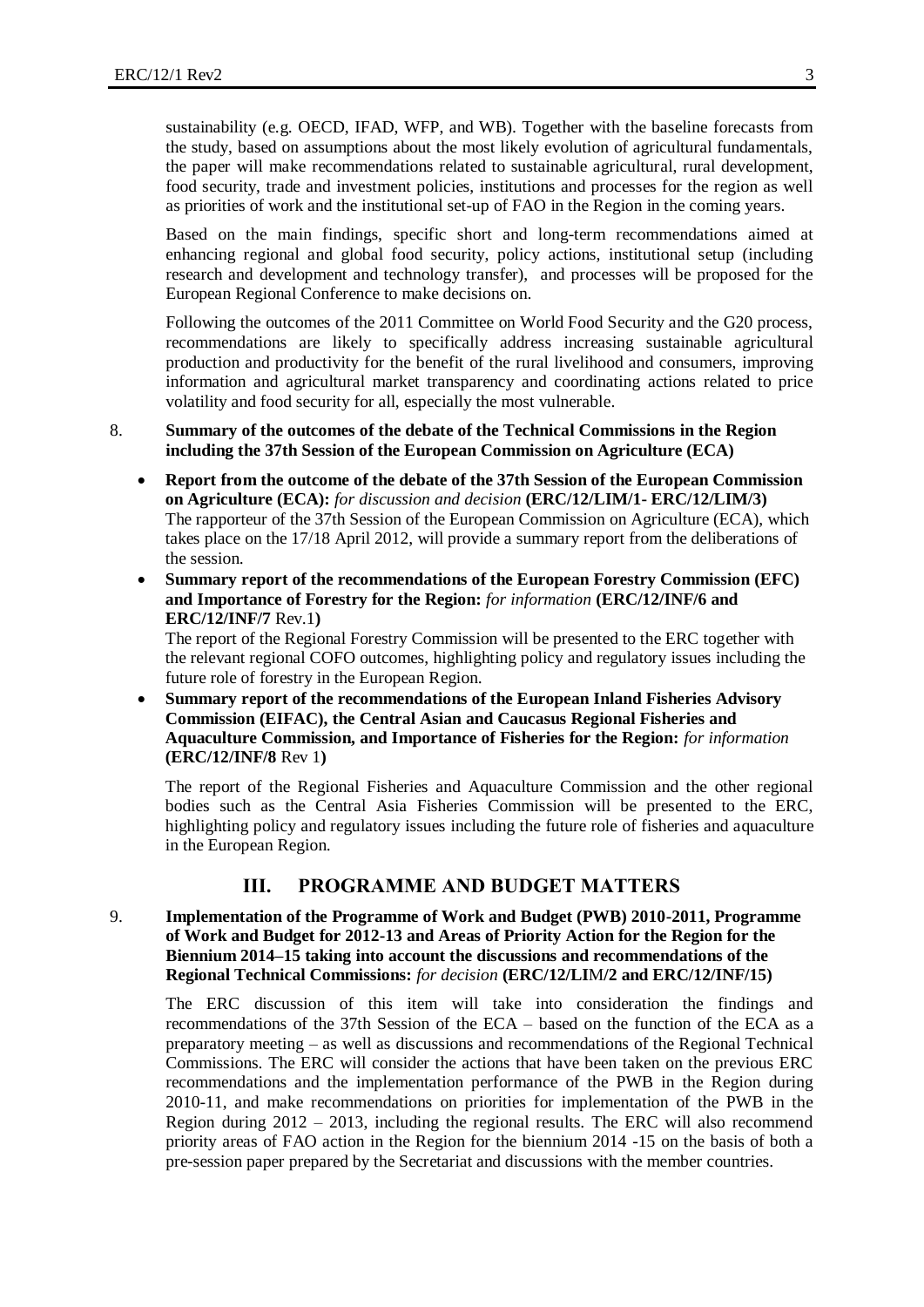sustainability (e.g. OECD, IFAD, WFP, and WB). Together with the baseline forecasts from the study, based on assumptions about the most likely evolution of agricultural fundamentals, the paper will make recommendations related to sustainable agricultural, rural development, food security, trade and investment policies, institutions and processes for the region as well as priorities of work and the institutional set-up of FAO in the Region in the coming years.

Based on the main findings, specific short and long-term recommendations aimed at enhancing regional and global food security, policy actions, institutional setup (including research and development and technology transfer), and processes will be proposed for the European Regional Conference to make decisions on.

Following the outcomes of the 2011 Committee on World Food Security and the G20 process, recommendations are likely to specifically address increasing sustainable agricultural production and productivity for the benefit of the rural livelihood and consumers, improving information and agricultural market transparency and coordinating actions related to price volatility and food security for all, especially the most vulnerable.

8. **Summary of the outcomes of the debate of the Technical Commissions in the Region including the 37th Session of the European Commission on Agriculture (ECA)**

- **Report from the outcome of the debate of the 37th Session of the European Commission on Agriculture (ECA):** *for discussion and decision* **(ERC/12/LIM/1- ERC/12/LIM/3)**
  The rapporteur of the 37th Session of the European Commission on Agriculture (ECA), which takes place on the 17/18 April 2012, will provide a summary report from the deliberations of the session.

- **Summary report of the recommendations of the European Forestry Commission (EFC) and Importance of Forestry for the Region:** *for information* **(ERC/12/INF/6 and ERC/12/INF/7** Rev.1**)**
  The report of the Regional Forestry Commission will be presented to the ERC together with the relevant regional COFO outcomes, highlighting policy and regulatory issues including the future role of forestry in the European Region.

- **Summary report of the recommendations of the European Inland Fisheries Advisory Commission (EIFAC), the Central Asian and Caucasus Regional Fisheries and Aquaculture Commission, and Importance of Fisheries for the Region:** *for information* **(ERC/12/INF/8** Rev 1**)**

  The report of the Regional Fisheries and Aquaculture Commission and the other regional bodies such as the Central Asia Fisheries Commission will be presented to the ERC, highlighting policy and regulatory issues including the future role of fisheries and aquaculture in the European Region.

## III. PROGRAMME AND BUDGET MATTERS

9. **Implementation of the Programme of Work and Budget (PWB) 2010-2011, Programme of Work and Budget for 2012-13 and Areas of Priority Action for the Region for the Biennium 2014–15 taking into account the discussions and recommendations of the Regional Technical Commissions:** *for decision* **(ERC/12/LIM/2 and ERC/12/INF/15)**

   The ERC discussion of this item will take into consideration the findings and recommendations of the 37th Session of the ECA – based on the function of the ECA as a preparatory meeting – as well as discussions and recommendations of the Regional Technical Commissions. The ERC will consider the actions that have been taken on the previous ERC recommendations and the implementation performance of the PWB in the Region during 2010-11, and make recommendations on priorities for implementation of the PWB in the Region during 2012 – 2013, including the regional results. The ERC will also recommend priority areas of FAO action in the Region for the biennium 2014 -15 on the basis of both a pre-session paper prepared by the Secretariat and discussions with the member countries.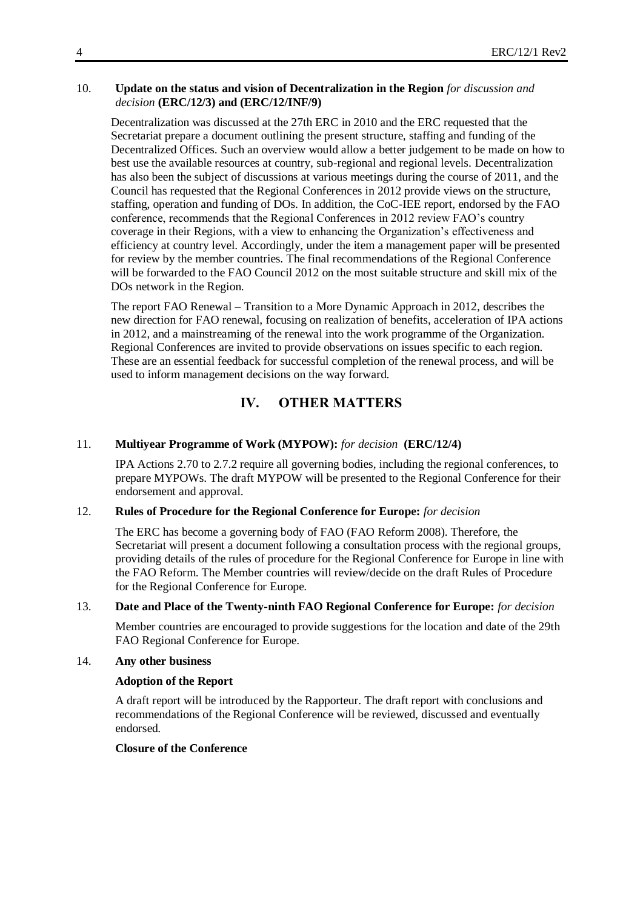10. **Update on the status and vision of Decentralization in the Region** *for discussion and decision* **(ERC/12/3) and (ERC/12/INF/9)**

Decentralization was discussed at the 27th ERC in 2010 and the ERC requested that the Secretariat prepare a document outlining the present structure, staffing and funding of the Decentralized Offices. Such an overview would allow a better judgement to be made on how to best use the available resources at country, sub-regional and regional levels. Decentralization has also been the subject of discussions at various meetings during the course of 2011, and the Council has requested that the Regional Conferences in 2012 provide views on the structure, staffing, operation and funding of DOs. In addition, the CoC-IEE report, endorsed by the FAO conference, recommends that the Regional Conferences in 2012 review FAO's country coverage in their Regions, with a view to enhancing the Organization's effectiveness and efficiency at country level. Accordingly, under the item a management paper will be presented for review by the member countries. The final recommendations of the Regional Conference will be forwarded to the FAO Council 2012 on the most suitable structure and skill mix of the DOs network in the Region.

The report FAO Renewal – Transition to a More Dynamic Approach in 2012, describes the new direction for FAO renewal, focusing on realization of benefits, acceleration of IPA actions in 2012, and a mainstreaming of the renewal into the work programme of the Organization. Regional Conferences are invited to provide observations on issues specific to each region. These are an essential feedback for successful completion of the renewal process, and will be used to inform management decisions on the way forward.

## IV. OTHER MATTERS

11. **Multiyear Programme of Work (MYPOW):** *for decision* **(ERC/12/4)**

IPA Actions 2.70 to 2.7.2 require all governing bodies, including the regional conferences, to prepare MYPOWs. The draft MYPOW will be presented to the Regional Conference for their endorsement and approval.

12. **Rules of Procedure for the Regional Conference for Europe:** *for decision*

The ERC has become a governing body of FAO (FAO Reform 2008). Therefore, the Secretariat will present a document following a consultation process with the regional groups, providing details of the rules of procedure for the Regional Conference for Europe in line with the FAO Reform. The Member countries will review/decide on the draft Rules of Procedure for the Regional Conference for Europe.

13. **Date and Place of the Twenty-ninth FAO Regional Conference for Europe:** *for decision*

Member countries are encouraged to provide suggestions for the location and date of the 29th FAO Regional Conference for Europe.

14. **Any other business**

**Adoption of the Report**

A draft report will be introduced by the Rapporteur. The draft report with conclusions and recommendations of the Regional Conference will be reviewed, discussed and eventually endorsed.

**Closure of the Conference**